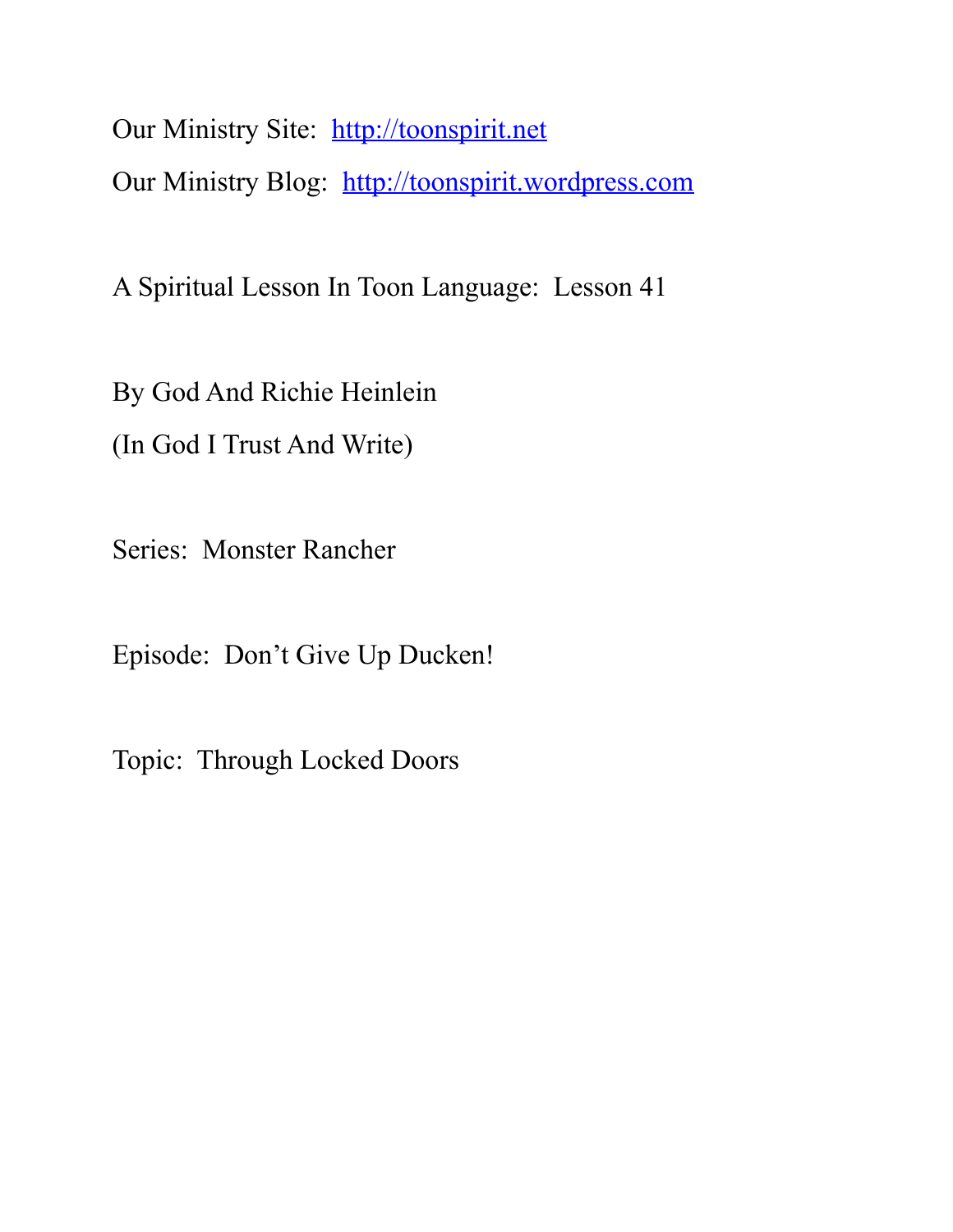Our Ministry Site: [http://toonspirit.net](http://toonspirit.net)

Our Ministry Blog: [http://toonspirit.wordpress.com](http://toonspirit.wordpress.com)

A Spiritual Lesson In Toon Language: Lesson 41

By God And Richie Heinlein

(In God I Trust And Write)

Series: Monster Rancher

Episode: Don't Give Up Ducken!

Topic: Through Locked Doors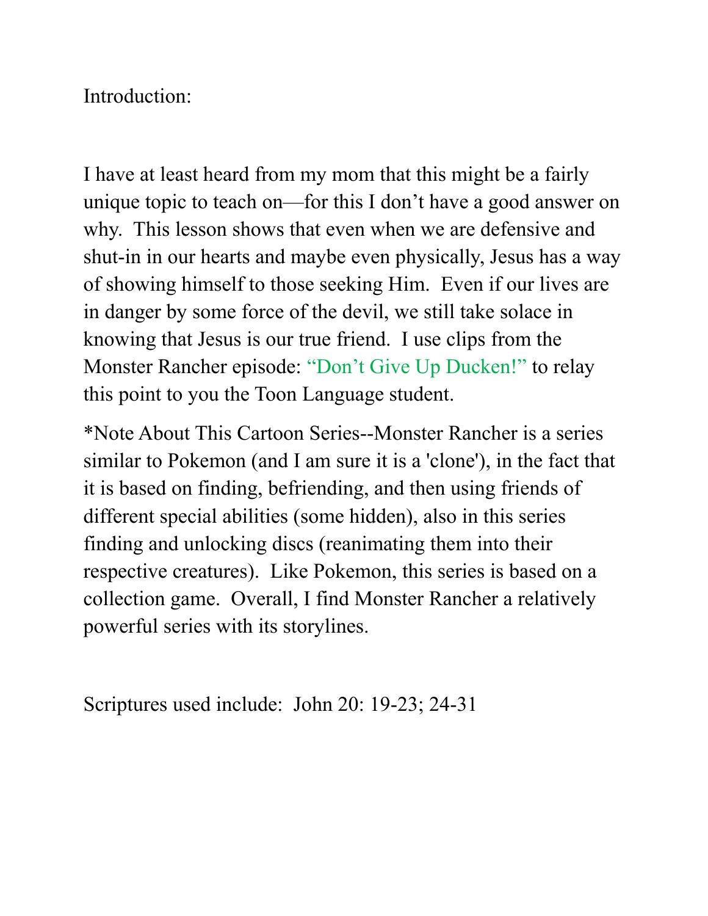Introduction:

I have at least heard from my mom that this might be a fairly unique topic to teach on—for this I don't have a good answer on why. This lesson shows that even when we are defensive and shut-in in our hearts and maybe even physically, Jesus has a way of showing himself to those seeking Him. Even if our lives are in danger by some force of the devil, we still take solace in knowing that Jesus is our true friend. I use clips from the Monster Rancher episode: "Don't Give Up Ducken!" to relay this point to you the Toon Language student.

*Note About This Cartoon Series--Monster Rancher is a series similar to Pokemon (and I am sure it is a 'clone'), in the fact that it is based on finding, befriending, and then using friends of different special abilities (some hidden), also in this series finding and unlocking discs (reanimating them into their respective creatures). Like Pokemon, this series is based on a collection game. Overall, I find Monster Rancher a relatively powerful series with its storylines.

Scriptures used include: John 20: 19-23; 24-31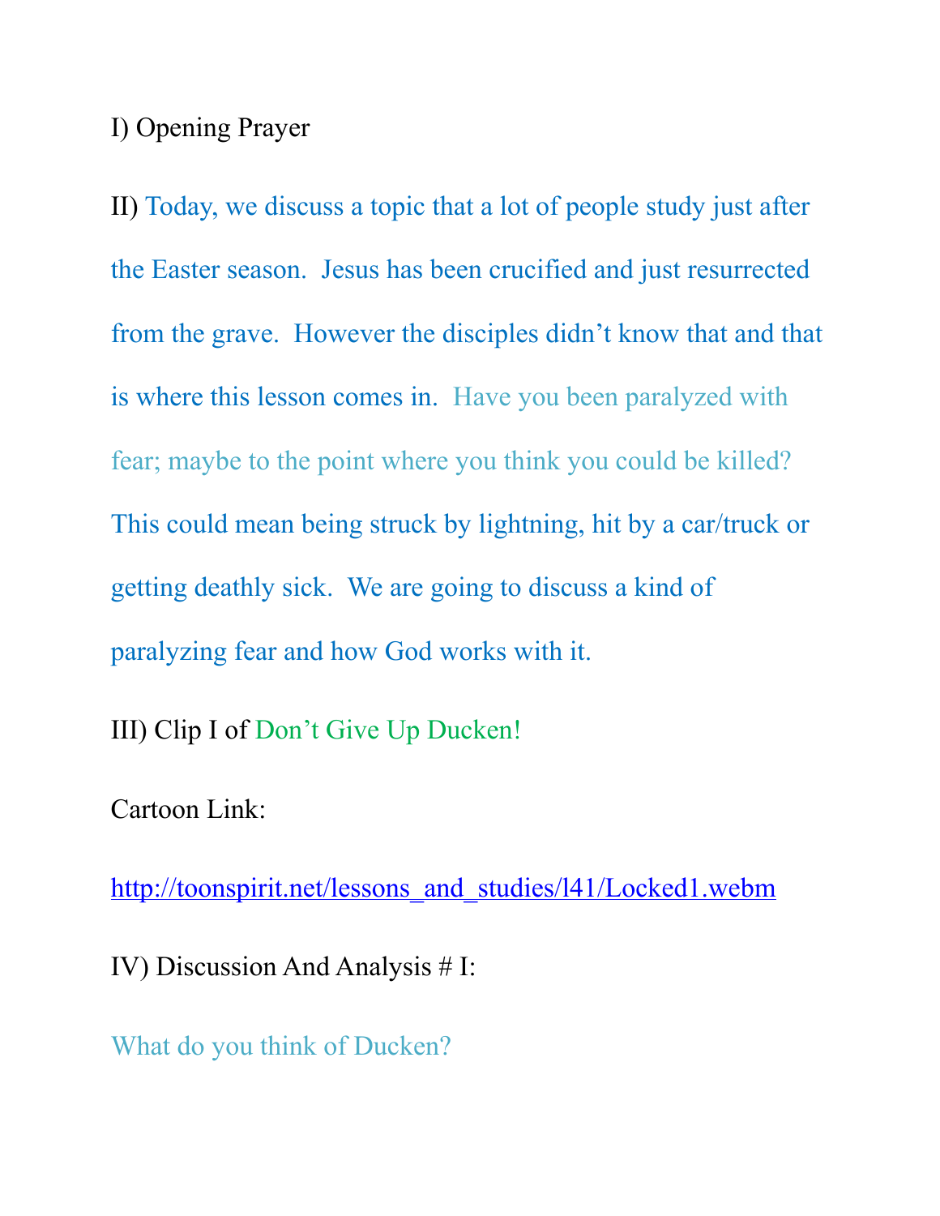I) Opening Prayer

II) Today, we discuss a topic that a lot of people study just after the Easter season. Jesus has been crucified and just resurrected from the grave. However the disciples didn't know that and that is where this lesson comes in. Have you been paralyzed with fear; maybe to the point where you think you could be killed? This could mean being struck by lightning, hit by a car/truck or getting deathly sick. We are going to discuss a kind of paralyzing fear and how God works with it.

III) Clip I of Don't Give Up Ducken!

Cartoon Link:

http://toonspirit.net/lessons_and_studies/l41/Locked1.webm

IV) Discussion And Analysis # I:

What do you think of Ducken?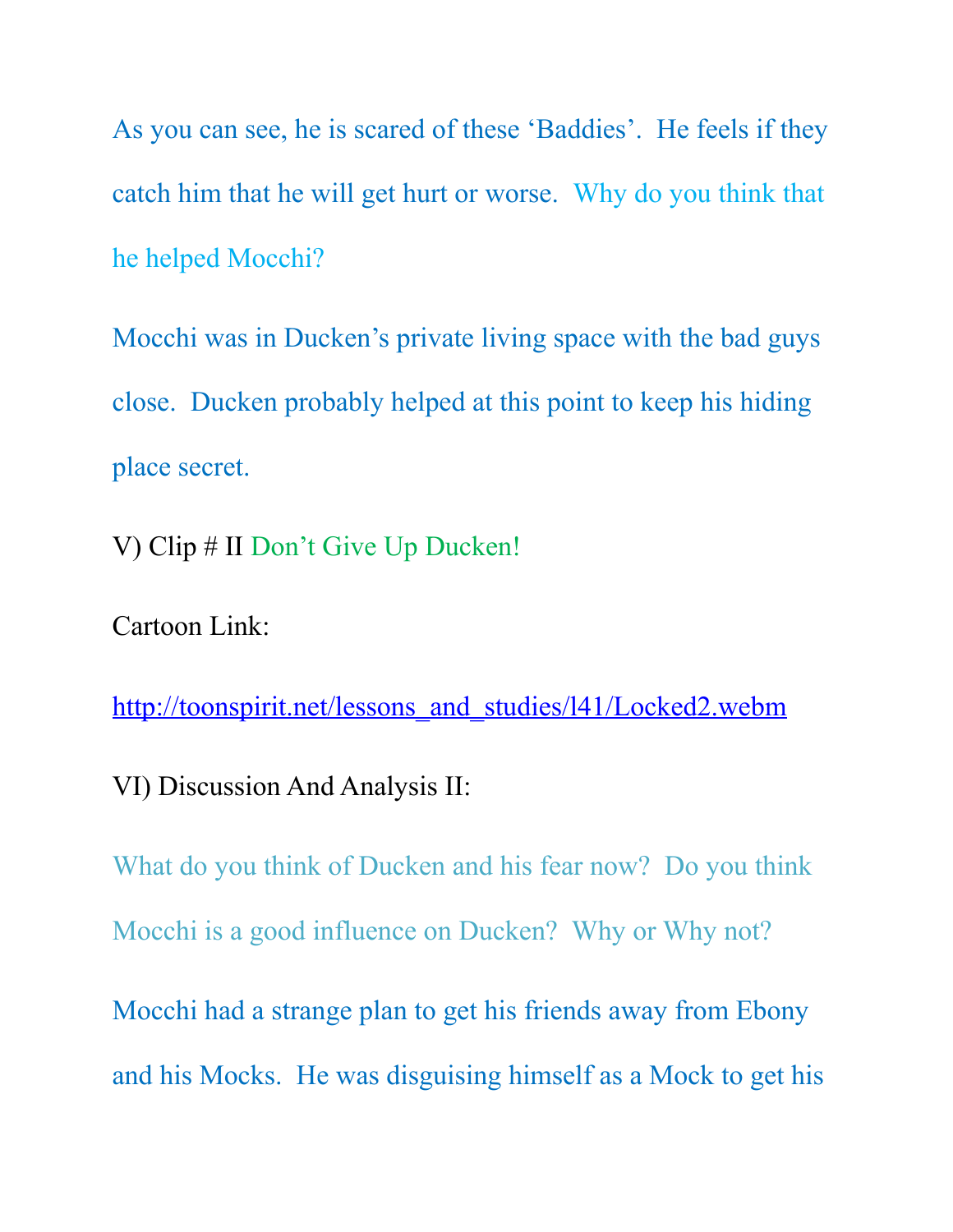As you can see, he is scared of these ‘Baddies’. He feels if they catch him that he will get hurt or worse. Why do you think that he helped Mocchi?

Mocchi was in Ducken’s private living space with the bad guys close. Ducken probably helped at this point to keep his hiding place secret.

V) Clip # II Don’t Give Up Ducken!

Cartoon Link:

http://toonspirit.net/lessons_and_studies/l41/Locked2.webm

VI) Discussion And Analysis II:

What do you think of Ducken and his fear now? Do you think Mocchi is a good influence on Ducken? Why or Why not?

Mocchi had a strange plan to get his friends away from Ebony and his Mocks. He was disguising himself as a Mock to get his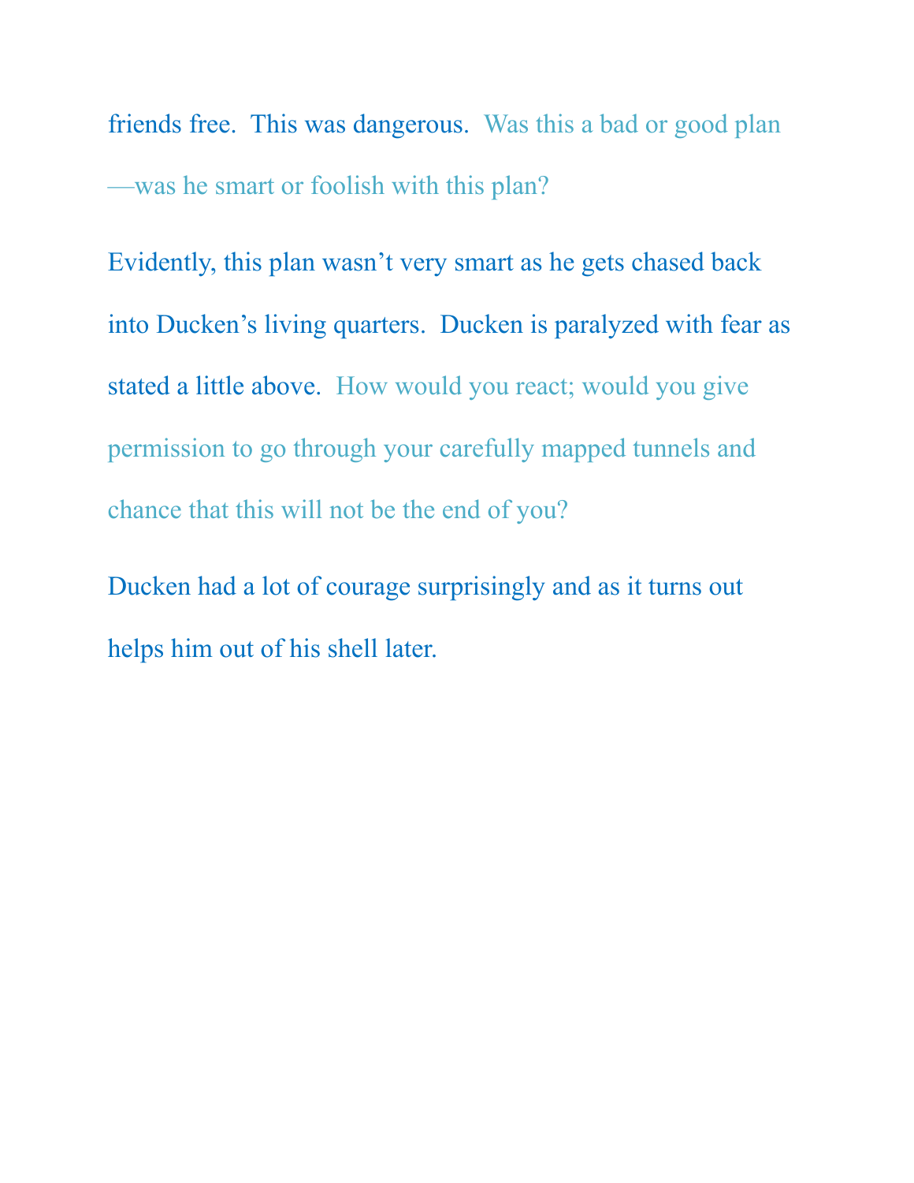friends free. This was dangerous. Was this a bad or good plan—was he smart or foolish with this plan?

Evidently, this plan wasn't very smart as he gets chased back into Ducken's living quarters. Ducken is paralyzed with fear as stated a little above. How would you react; would you give permission to go through your carefully mapped tunnels and chance that this will not be the end of you?

Ducken had a lot of courage surprisingly and as it turns out helps him out of his shell later.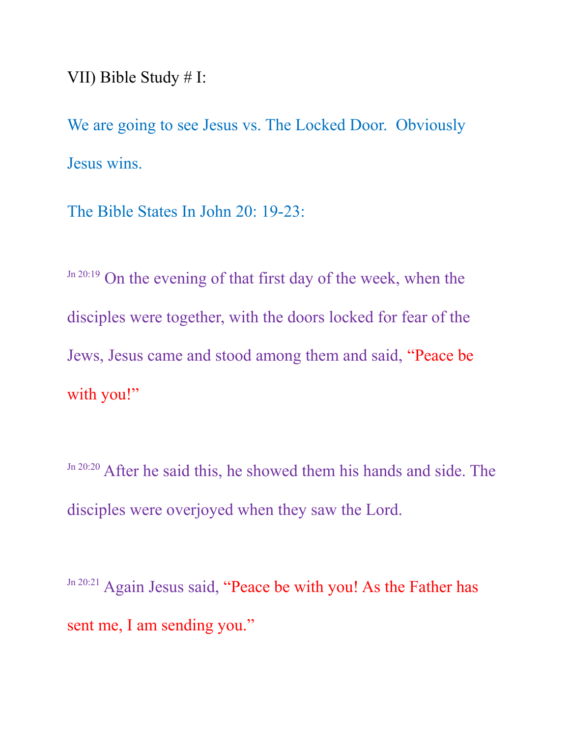VII) Bible Study # I:

We are going to see Jesus vs. The Locked Door. Obviously Jesus wins.

The Bible States In John 20: 19-23:

Jn 20:19 On the evening of that first day of the week, when the disciples were together, with the doors locked for fear of the Jews, Jesus came and stood among them and said, “Peace be with you!”

Jn 20:20 After he said this, he showed them his hands and side. The disciples were overjoyed when they saw the Lord.

Jn 20:21 Again Jesus said, “Peace be with you! As the Father has sent me, I am sending you.”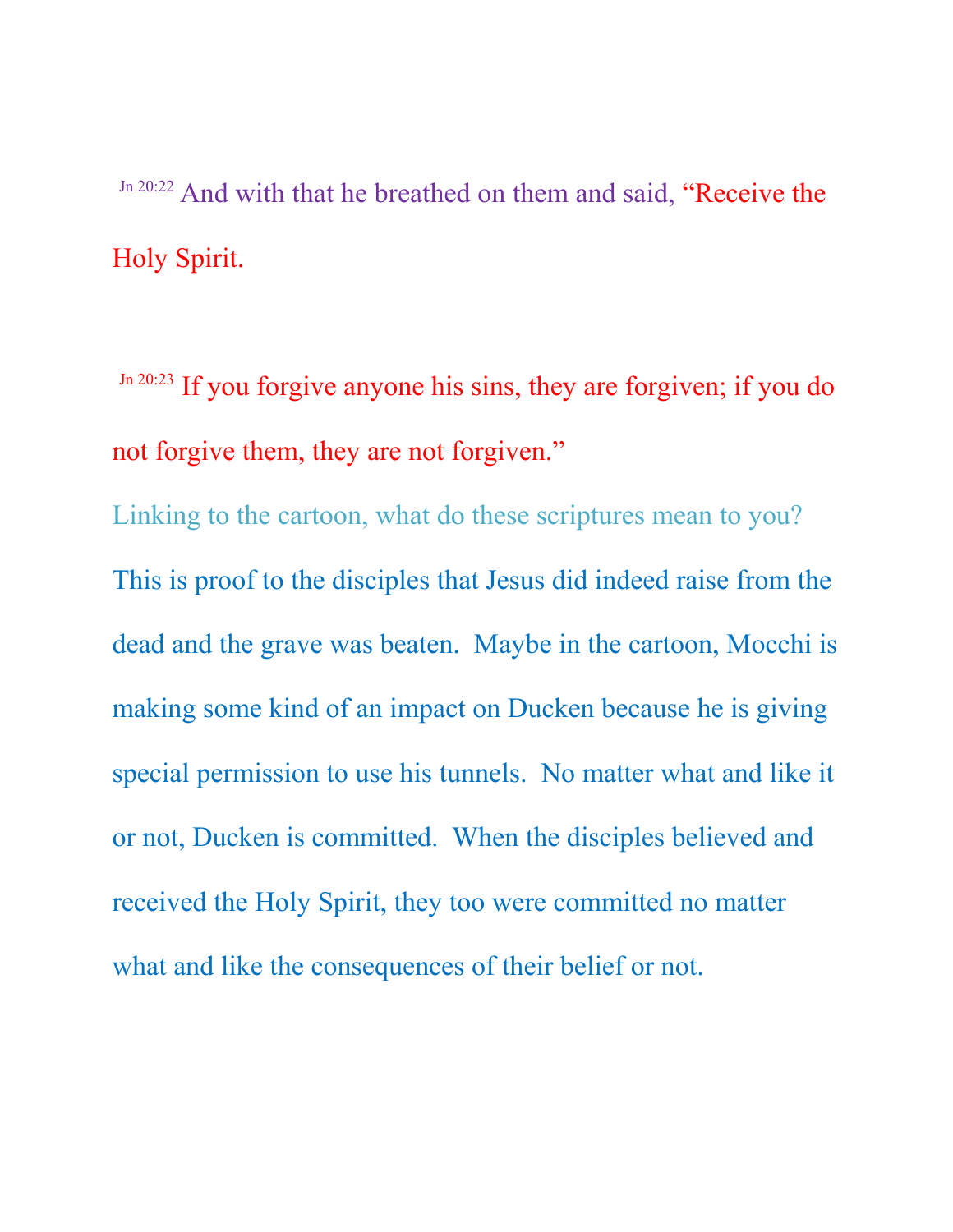Jn 20:22 And with that he breathed on them and said, "Receive the Holy Spirit.

Jn 20:23 If you forgive anyone his sins, they are forgiven; if you do not forgive them, they are not forgiven."

Linking to the cartoon, what do these scriptures mean to you?

This is proof to the disciples that Jesus did indeed raise from the dead and the grave was beaten. Maybe in the cartoon, Mocchi is making some kind of an impact on Ducken because he is giving special permission to use his tunnels. No matter what and like it or not, Ducken is committed. When the disciples believed and received the Holy Spirit, they too were committed no matter what and like the consequences of their belief or not.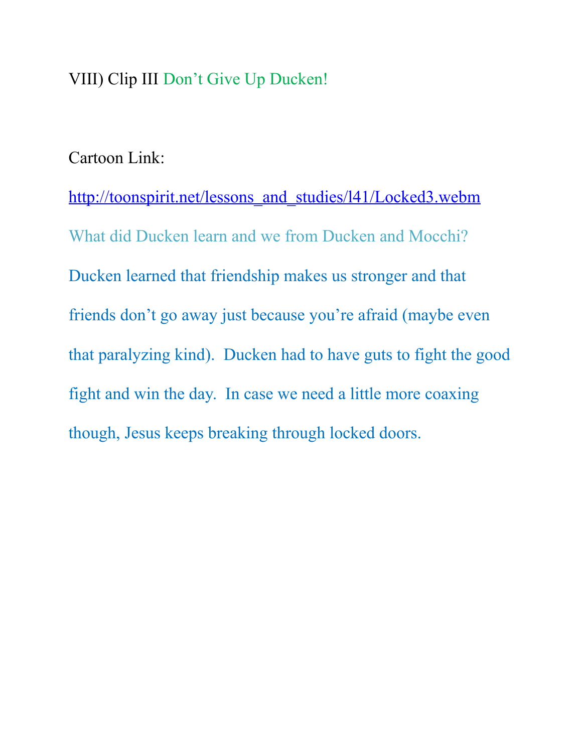VIII) Clip III Don't Give Up Ducken!

Cartoon Link:

http://toonspirit.net/lessons_and_studies/l41/Locked3.webm

What did Ducken learn and we from Ducken and Mocchi?

Ducken learned that friendship makes us stronger and that friends don't go away just because you're afraid (maybe even that paralyzing kind). Ducken had to have guts to fight the good fight and win the day. In case we need a little more coaxing though, Jesus keeps breaking through locked doors.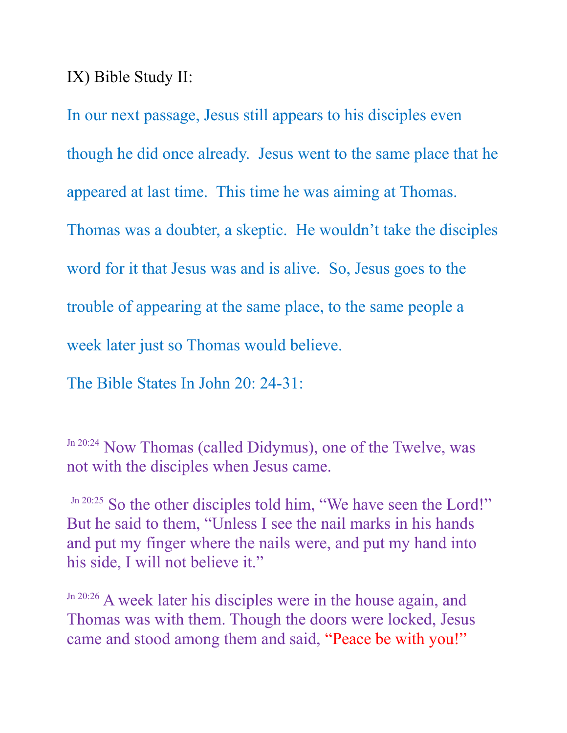IX) Bible Study II:

In our next passage, Jesus still appears to his disciples even though he did once already. Jesus went to the same place that he appeared at last time. This time he was aiming at Thomas. Thomas was a doubter, a skeptic. He wouldn't take the disciples word for it that Jesus was and is alive. So, Jesus goes to the trouble of appearing at the same place, to the same people a week later just so Thomas would believe.

The Bible States In John 20: 24-31:

[Jn 20:24] Now Thomas (called Didymus), one of the Twelve, was not with the disciples when Jesus came.

[Jn 20:25] So the other disciples told him, "We have seen the Lord!" But he said to them, "Unless I see the nail marks in his hands and put my finger where the nails were, and put my hand into his side, I will not believe it."

[Jn 20:26] A week later his disciples were in the house again, and Thomas was with them. Though the doors were locked, Jesus came and stood among them and said, "Peace be with you!"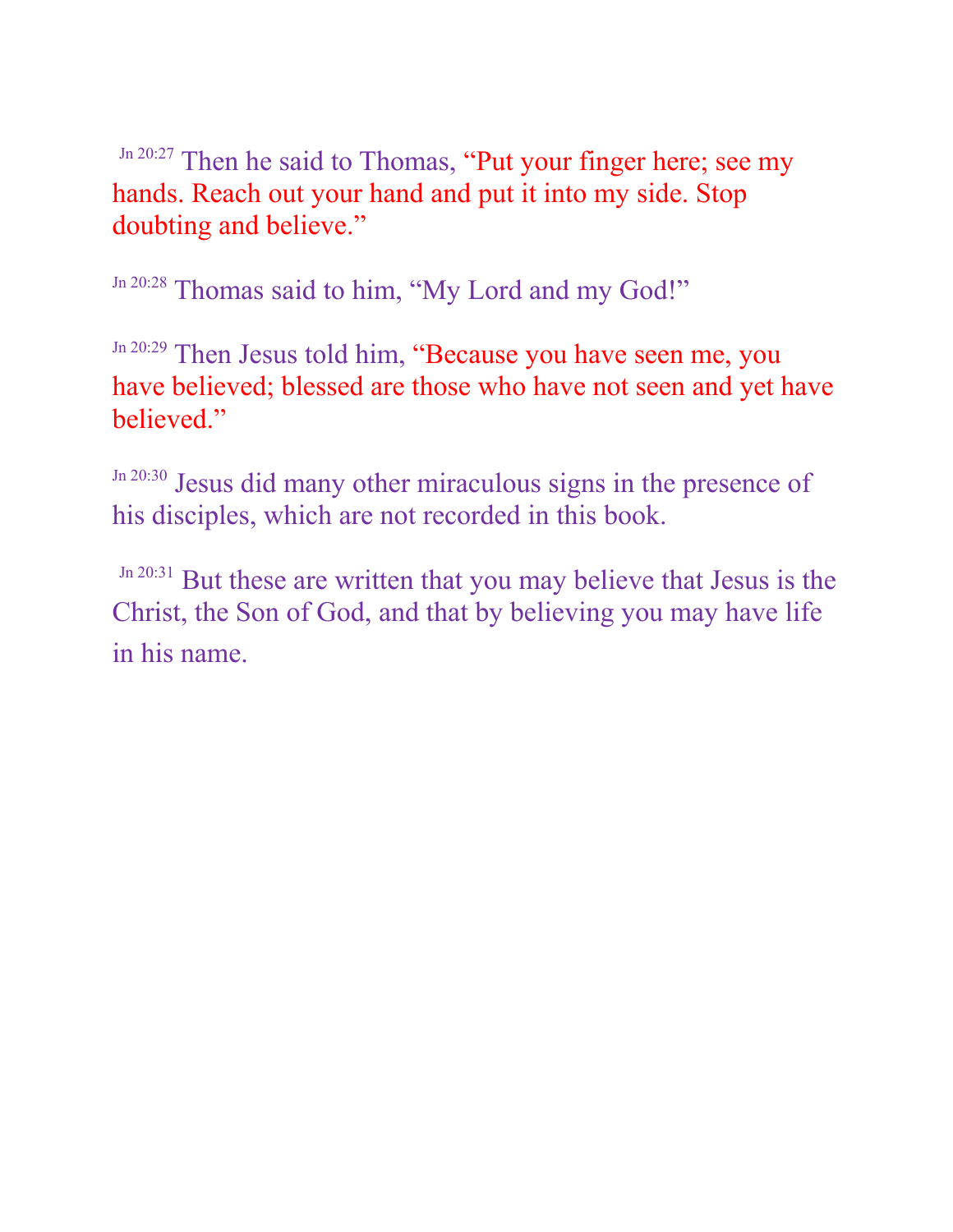[Jn 20:27] Then he said to Thomas, “Put your finger here; see my hands. Reach out your hand and put it into my side. Stop doubting and believe.”

[Jn 20:28] Thomas said to him, “My Lord and my God!”

[Jn 20:29] Then Jesus told him, “Because you have seen me, you have believed; blessed are those who have not seen and yet have believed.”

[Jn 20:30] Jesus did many other miraculous signs in the presence of his disciples, which are not recorded in this book.

[Jn 20:31] But these are written that you may believe that Jesus is the Christ, the Son of God, and that by believing you may have life in his name.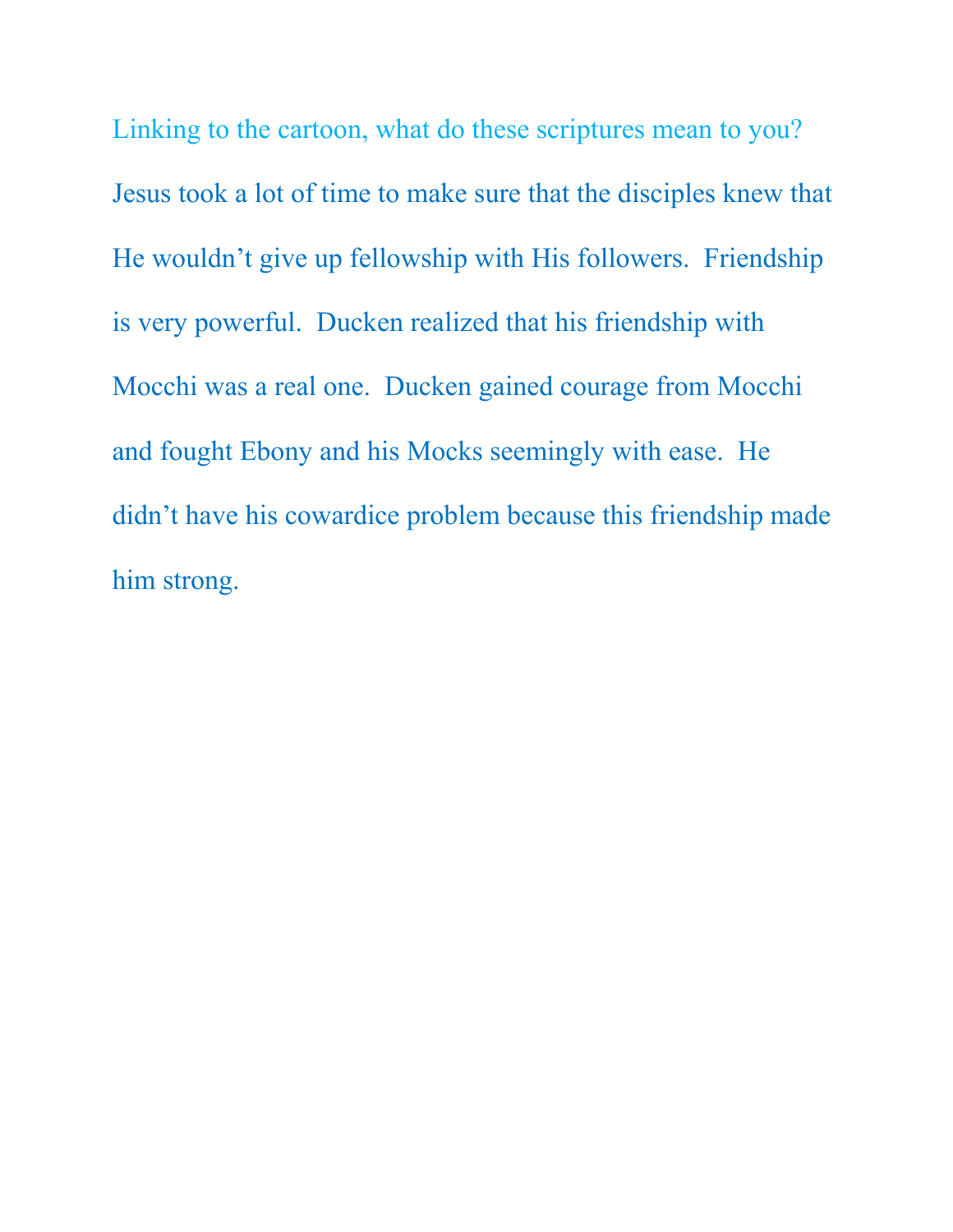Linking to the cartoon, what do these scriptures mean to you?

Jesus took a lot of time to make sure that the disciples knew that He wouldn't give up fellowship with His followers. Friendship is very powerful. Ducken realized that his friendship with Mocchi was a real one. Ducken gained courage from Mocchi and fought Ebony and his Mocks seemingly with ease. He didn't have his cowardice problem because this friendship made him strong.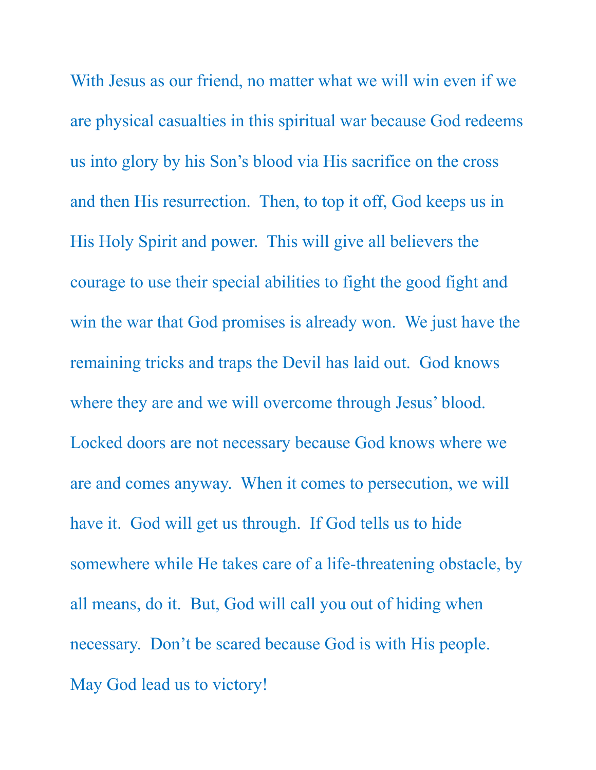With Jesus as our friend, no matter what we will win even if we are physical casualties in this spiritual war because God redeems us into glory by his Son's blood via His sacrifice on the cross and then His resurrection. Then, to top it off, God keeps us in His Holy Spirit and power. This will give all believers the courage to use their special abilities to fight the good fight and win the war that God promises is already won. We just have the remaining tricks and traps the Devil has laid out. God knows where they are and we will overcome through Jesus' blood. Locked doors are not necessary because God knows where we are and comes anyway. When it comes to persecution, we will have it. God will get us through. If God tells us to hide somewhere while He takes care of a life-threatening obstacle, by all means, do it. But, God will call you out of hiding when necessary. Don't be scared because God is with His people. May God lead us to victory!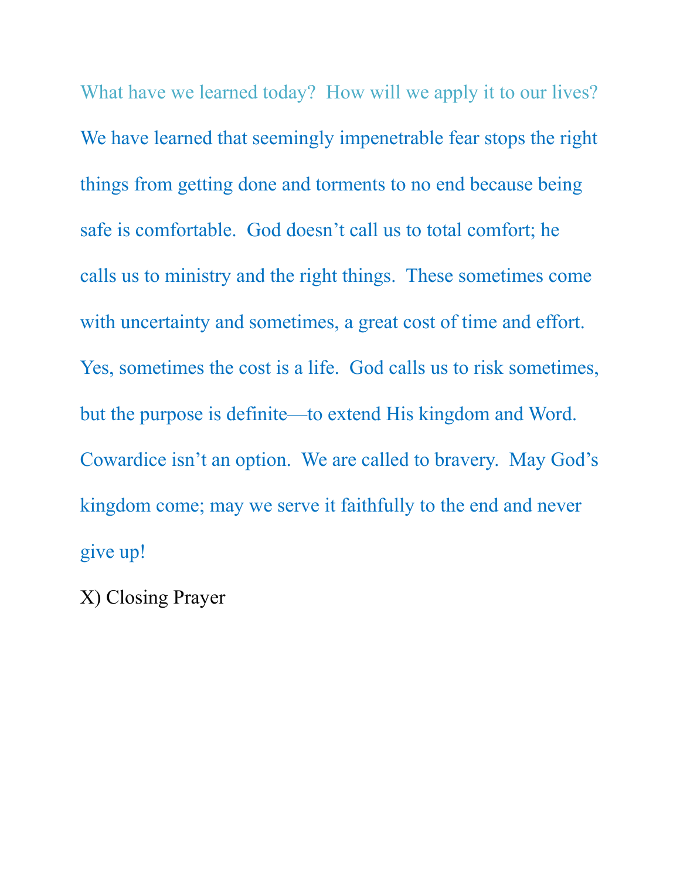What have we learned today? How will we apply it to our lives?

We have learned that seemingly impenetrable fear stops the right things from getting done and torments to no end because being safe is comfortable. God doesn't call us to total comfort; he calls us to ministry and the right things. These sometimes come with uncertainty and sometimes, a great cost of time and effort. Yes, sometimes the cost is a life. God calls us to risk sometimes, but the purpose is definite—to extend His kingdom and Word. Cowardice isn't an option. We are called to bravery. May God's kingdom come; may we serve it faithfully to the end and never give up!

X) Closing Prayer